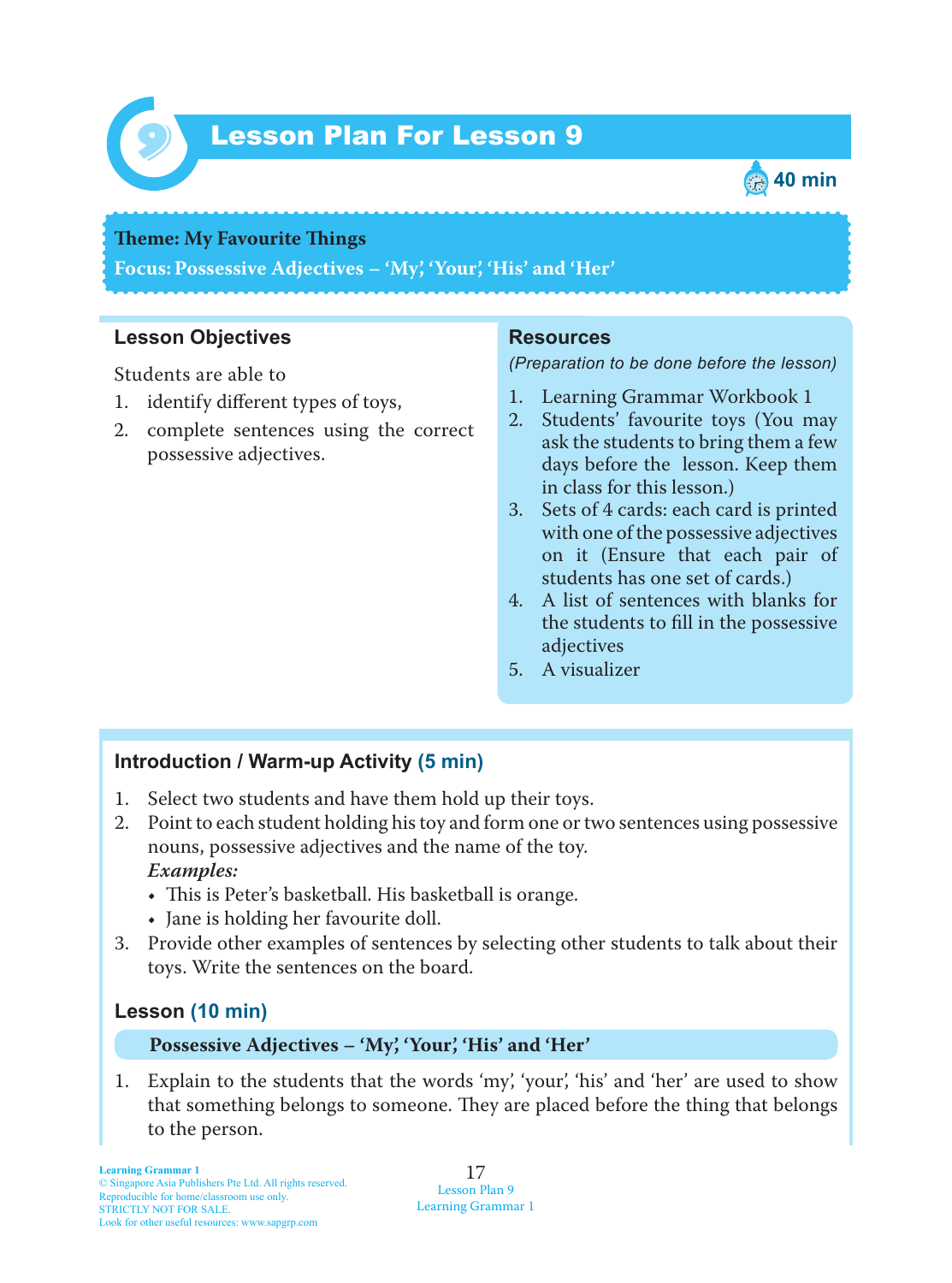# Lesson Plan For Lesson 9

40 min

**Theme: My Favourite Things**

**Focus: Possessive Adjectives – 'My', 'Your', 'His' and 'Her'**

## Lesson Objectives

Students are able to

1. identify different types of toys,
2. complete sentences using the correct possessive adjectives.

## Resources

*(Preparation to be done before the lesson)*

1. Learning Grammar Workbook 1
2. Students' favourite toys (You may ask the students to bring them a few days before the lesson. Keep them in class for this lesson.)
3. Sets of 4 cards: each card is printed with one of the possessive adjectives on it (Ensure that each pair of students has one set of cards.)
4. A list of sentences with blanks for the students to fill in the possessive adjectives
5. A visualizer

## Introduction / Warm-up Activity (5 min)

1. Select two students and have them hold up their toys.
2. Point to each student holding his toy and form one or two sentences using possessive nouns, possessive adjectives and the name of the toy.
   ***Examples:***
   - This is Peter's basketball. His basketball is orange.
   - Jane is holding her favourite doll.
3. Provide other examples of sentences by selecting other students to talk about their toys. Write the sentences on the board.

## Lesson (10 min)

### Possessive Adjectives – 'My', 'Your', 'His' and 'Her'

1. Explain to the students that the words 'my', 'your', 'his' and 'her' are used to show that something belongs to someone. They are placed before the thing that belongs to the person.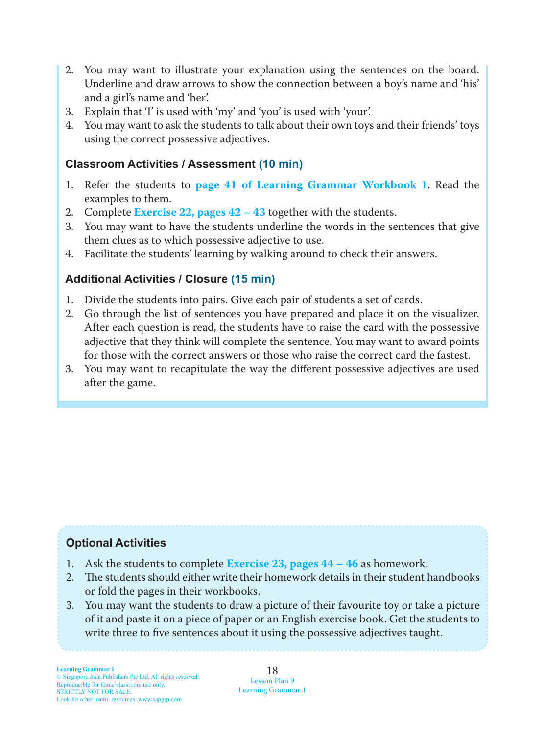2. You may want to illustrate your explanation using the sentences on the board. Underline and draw arrows to show the connection between a boy's name and 'his' and a girl's name and 'her'.
3. Explain that 'I' is used with 'my' and 'you' is used with 'your'.
4. You may want to ask the students to talk about their own toys and their friends' toys using the correct possessive adjectives.

### Classroom Activities / Assessment (10 min)

1. Refer the students to **page 41 of Learning Grammar Workbook 1**. Read the examples to them.
2. Complete **Exercise 22, pages 42 – 43** together with the students.
3. You may want to have the students underline the words in the sentences that give them clues as to which possessive adjective to use.
4. Facilitate the students' learning by walking around to check their answers.

### Additional Activities / Closure (15 min)

1. Divide the students into pairs. Give each pair of students a set of cards.
2. Go through the list of sentences you have prepared and place it on the visualizer. After each question is read, the students have to raise the card with the possessive adjective that they think will complete the sentence. You may want to award points for those with the correct answers or those who raise the correct card the fastest.
3. You may want to recapitulate the way the different possessive adjectives are used after the game.

### Optional Activities

1. Ask the students to complete **Exercise 23, pages 44 – 46** as homework.
2. The students should either write their homework details in their student handbooks or fold the pages in their workbooks.
3. You may want the students to draw a picture of their favourite toy or take a picture of it and paste it on a piece of paper or an English exercise book. Get the students to write three to five sentences about it using the possessive adjectives taught.

Learning Grammar 1
© Singapore Asia Publishers Pte Ltd. All rights reserved.
Reproducible for home/classroom use only.
STRICTLY NOT FOR SALE.
Look for other useful resources: www.sapgrp.com

Lesson Plan 9
Learning Grammar 1